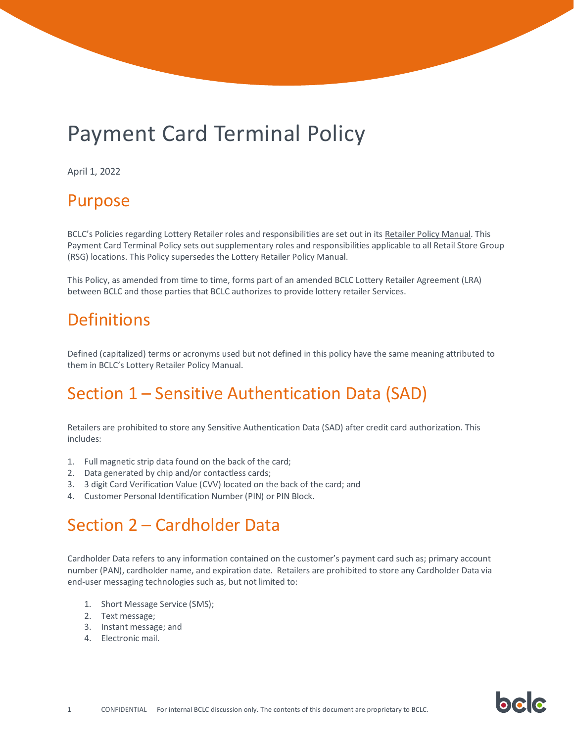# Payment Card Terminal Policy

April 1, 2022

## Purpose

BCLC's Policies regarding Lottery Retailer roles and responsibilities are set out in its Retailer Policy Manual. This Payment Card Terminal Policy sets out supplementary roles and responsibilities applicable to all Retail Store Group (RSG) locations. This Policy supersedes the Lottery Retailer Policy Manual.

This Policy, as amended from time to time, forms part of an amended BCLC Lottery Retailer Agreement (LRA) between BCLC and those parties that BCLC authorizes to provide lottery retailer Services.

## Definitions

Defined (capitalized) terms or acronyms used but not defined in this policy have the same meaning attributed to them in BCLC's Lottery Retailer Policy Manual.

## Section 1 – Sensitive Authentication Data (SAD)

Retailers are prohibited to store any Sensitive Authentication Data (SAD) after credit card authorization. This includes:

1. Full magnetic strip data found on the back of the card;
2. Data generated by chip and/or contactless cards;
3. 3 digit Card Verification Value (CVV) located on the back of the card; and
4. Customer Personal Identification Number (PIN) or PIN Block.

## Section 2 – Cardholder Data

Cardholder Data refers to any information contained on the customer's payment card such as; primary account number (PAN), cardholder name, and expiration date. Retailers are prohibited to store any Cardholder Data via end-user messaging technologies such as, but not limited to:

1. Short Message Service (SMS);
2. Text message;
3. Instant message; and
4. Electronic mail.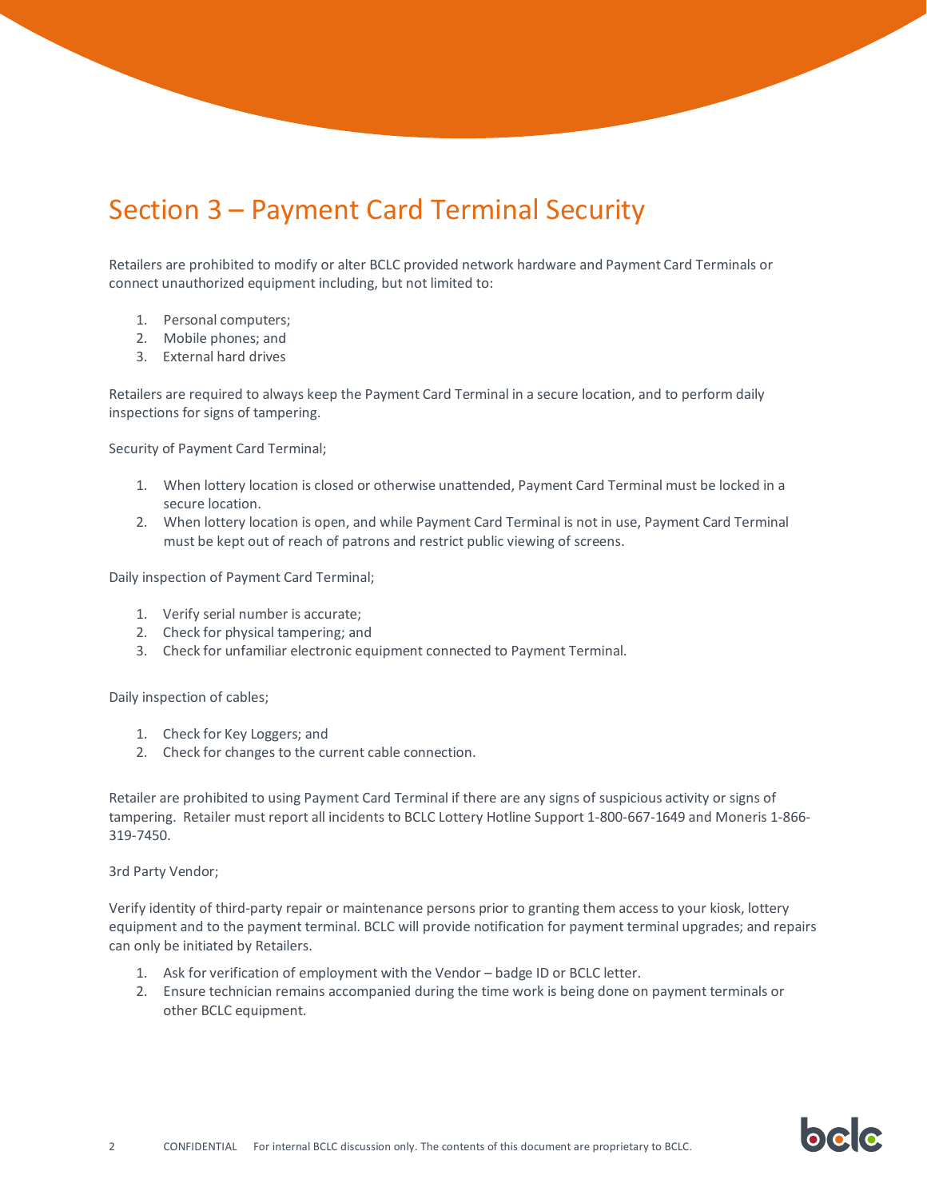# Section 3 – Payment Card Terminal Security

Retailers are prohibited to modify or alter BCLC provided network hardware and Payment Card Terminals or connect unauthorized equipment including, but not limited to:

1. Personal computers;
2. Mobile phones; and
3. External hard drives

Retailers are required to always keep the Payment Card Terminal in a secure location, and to perform daily inspections for signs of tampering.

Security of Payment Card Terminal;

1. When lottery location is closed or otherwise unattended, Payment Card Terminal must be locked in a secure location.
2. When lottery location is open, and while Payment Card Terminal is not in use, Payment Card Terminal must be kept out of reach of patrons and restrict public viewing of screens.

Daily inspection of Payment Card Terminal;

1. Verify serial number is accurate;
2. Check for physical tampering; and
3. Check for unfamiliar electronic equipment connected to Payment Terminal.

Daily inspection of cables;

1. Check for Key Loggers; and
2. Check for changes to the current cable connection.

Retailer are prohibited to using Payment Card Terminal if there are any signs of suspicious activity or signs of tampering. Retailer must report all incidents to BCLC Lottery Hotline Support 1-800-667-1649 and Moneris 1-866-319-7450.

3rd Party Vendor;

Verify identity of third-party repair or maintenance persons prior to granting them access to your kiosk, lottery equipment and to the payment terminal. BCLC will provide notification for payment terminal upgrades; and repairs can only be initiated by Retailers.

1. Ask for verification of employment with the Vendor – badge ID or BCLC letter.
2. Ensure technician remains accompanied during the time work is being done on payment terminals or other BCLC equipment.

CONFIDENTIAL For internal BCLC discussion only. The contents of this document are proprietary to BCLC.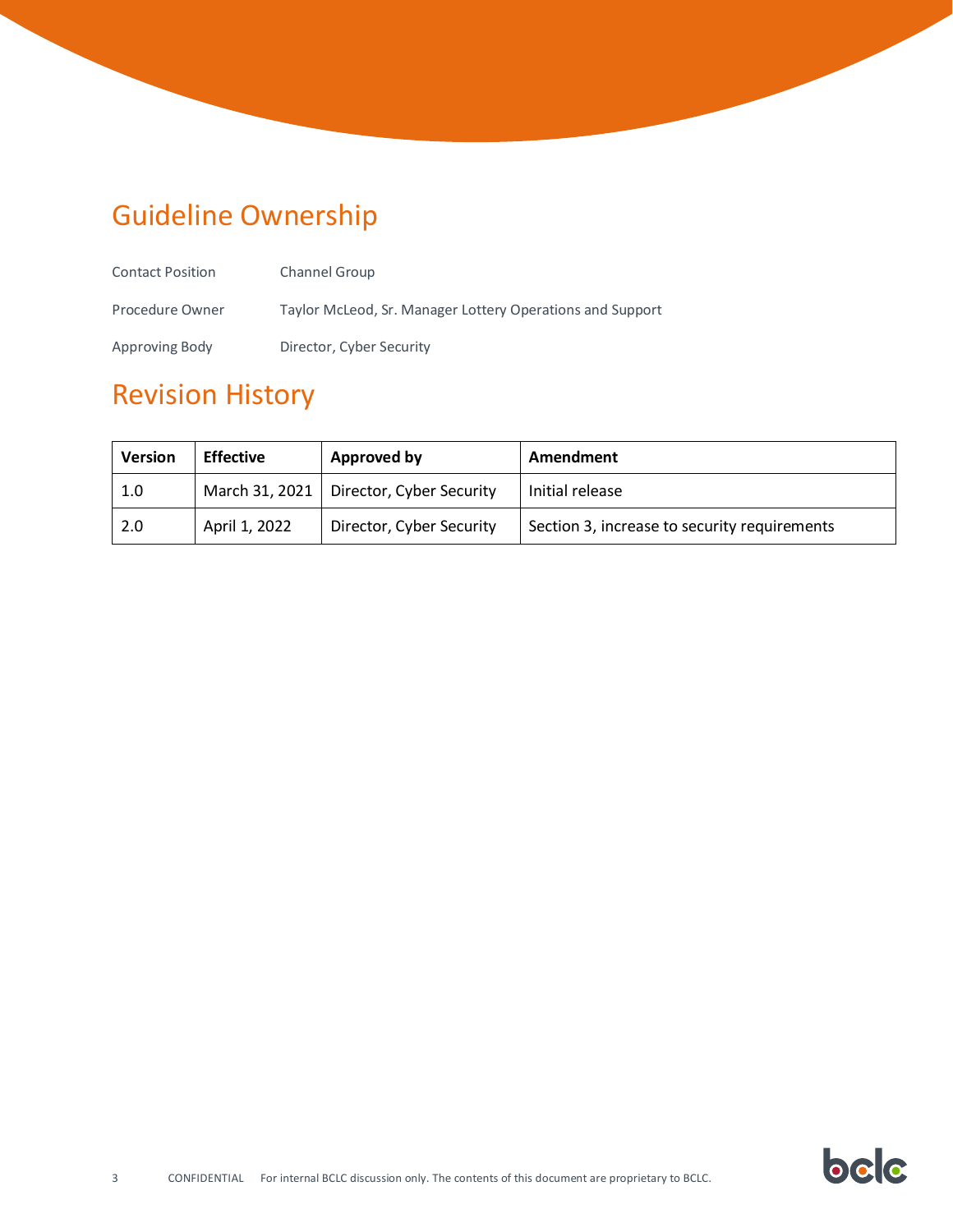## Guideline Ownership

| | |
|---|---|
| Contact Position | Channel Group |
| Procedure Owner | Taylor McLeod, Sr. Manager Lottery Operations and Support |
| Approving Body | Director, Cyber Security |

## Revision History

| Version | Effective | Approved by | Amendment |
|---|---|---|---|
| 1.0 | March 31, 2021 | Director, Cyber Security | Initial release |
| 2.0 | April 1, 2022 | Director, Cyber Security | Section 3, increase to security requirements |